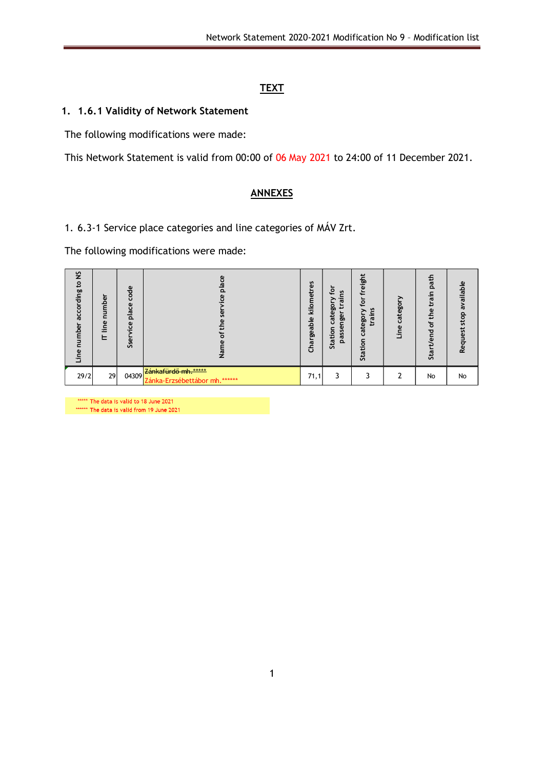## TEXT

### 1. 1.6.1 Validity of Network Statement

The following modifications were made:

This Network Statement is valid from 00:00 of 06 May 2021 to 24:00 of 11 December 2021.

## ANNEXES

1. 6.3-1 Service place categories and line categories of MÁV Zrt.

The following modifications were made:

| Line number according to NS | IT line number | Sservice place code | Name of the service place | Chargeable kilometres | Station category for passenger trains | Station category for freight trains | Line category | Start/end of the train path | Request stop available |
|---|---|---|---|---|---|---|---|---|---|
| 29/2 | 29 | 04309 | ~~Zánkafürdő mh.~~***** Zánka-Erzsébettábor mh.****** | 71,1 | 3 | 3 | 2 | No | No |

***** The data is valid to 18 June 2021
****** The data is valid from 19 June 2021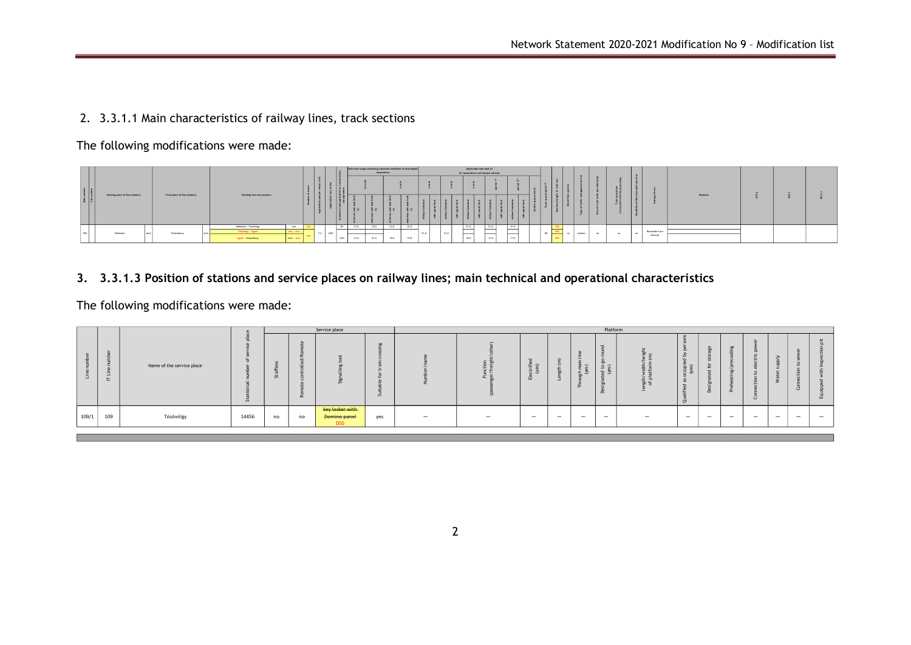## 2. 3.3.1.1 Main characteristics of railway lines, track sections

The following modifications were made:

| Line number | Sub-number | Starting point of line (station) | | Final point of line (station) | | Dividing line into sections | | | Number of tracks | Applicable load per meter (t/m) | Applicable class of line | Maximum load capacity/loading gauge | Axle load range 2×4 axle minimum (t) | Axle load range 2×4 axle maximum (t) | 6 axle minimum (t) | 6 axle maximum (t) | 2 axle without limitation | 2 axle with speed limit | 4 axle without limitation | 4 axle with speed limit | 6 axle without limitation | 6 axle with speed limit | special 1* without limitation | special 1* with speed limit | special 2** without limitation | special 2** with speed limit | Limited speed (km/h) | Track speed (km/h) | Maximum length of trains (m) | Electrified | Type of traffic management of line | Ground train radio | Train protection | Possibility of fast transport | Belonging to | Remarks | ETCS | ETC | GSM-R |
|---|---|---|---|---|---|---|---|---|---|---|---|---|---|---|---|---|---|---|---|---|---|---|---|---|---|---|---|---|---|---|---|---|---|---|---|---|---|---|---|
| 109 | | Debrecen | excl. | Füzesabony | excl. | Debrecen - Tiszavölgy | incl. | one | | 7,2 | C4K4 | D2 | 21,6 | 22,5 | 17,4 | 22,5 | 21,0 | | 21,0 | | 21,0 | | 21,0 | | 21,0 | | | 80 | 750 | no | station | no | no | no | Nationwide Core network | | | | |
| | | | | | | Tiszavölgy - Egyek | incl. - excl. | one | | | | | | | | | | | | | | | | | | | | | 600 | | | | | | | | | | |
| | | | | | | Egyek - Füzesabony | excl. - excl. | | | | | C4K4 | 21,6 | 22,5 | 18,5 | 19,8 | | | | | 18,0 | | 17,0 | | 17,0 | | | | 450 | | | | | | | | | | |

## 3. 3.3.1.3 Position of stations and service places on railway lines; main technical and operational characteristics

The following modifications were made:

| Line number | IT Line number | Name of the service place | Statistical number of service place | Service place: Staffless | Service place: Remote controlled/Remote | Service place: Signalling tool | Service place: Suitable for train crossing | Platform: Number/name | Platform: Function (passenger/freight/other) | Platform: Electrified (yes) | Platform: Length (m) | Platform: Through main line (yes) | Platform: Designated to go-round (yes) | Platform: Length/width/height of platform (m) | Platform: Qualified as occupied by persons (yes) | Platform: Designated for storage | Platform: Preheating/precooling | Platform: Connection to electric power | Platform: Water supply | Platform: Connection to sewer | Platform: Equipped with inspection pit |
|---|---|---|---|---|---|---|---|---|---|---|---|---|---|---|---|---|---|---|---|---|---|
| 109/1 | 109 | Tócóvölgy | 14456 | no | no | ~~key locker with Domino panel~~ D55 | yes | – | – | – | – | – | – | – | – | – | – | – | – | – | – |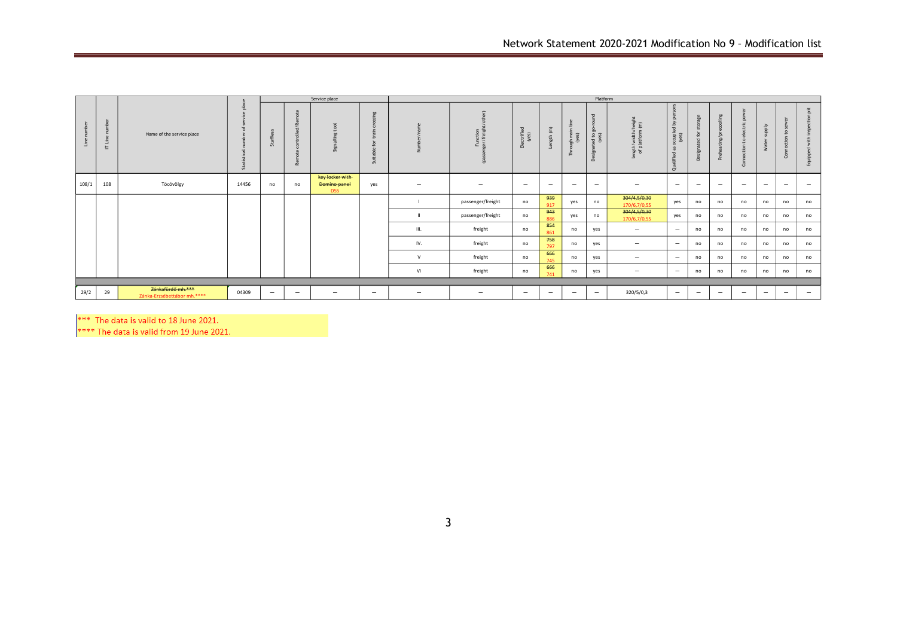| Line number | IT Line number | Name of the service place | Statistical number of service place | Service place | | | | Platform | | | | | | | | | | | | | | |
|---|---|---|---|---|---|---|---|---|---|---|---|---|---|---|---|---|---|---|---|---|---|---|
| | | | | Staffless | Remote controlled/Remote | Signalling tool | Suitable for train crossing | Number/name | Function (passenger/freight/other) | Electrified (yes) | Length (m) | Through main line (yes) | Designated to go-round (yes) | length/width/height of platform (m) | Qualified as occupied by persons (yes) | Designated for storage | Preheating/precooling | Connection to electric power | Water supply | Connection to sewer | Equipped with inspection pit |
| 108/1 | 108 | Tócóvölgy | 14456 | no | no | ~~key locker with Domino panel~~ D55 | yes | — | — | — | — | — | — | — | — | — | — | — | — | — | — |
| | | | | | | | | I | passenger/freight | no | ~~939~~ 917 | yes | no | ~~304/4,5/0,30~~ 170/6,7/0,55 | yes | no | no | no | no | no | no |
| | | | | | | | | II | passenger/freight | no | ~~943~~ 886 | yes | no | ~~304/4,5/0,30~~ 170/6,7/0,55 | yes | no | no | no | no | no | no |
| | | | | | | | | III. | freight | no | ~~854~~ 861 | no | yes | — | — | no | no | no | no | no | no |
| | | | | | | | | IV. | freight | no | ~~758~~ 797 | no | yes | — | — | no | no | no | no | no | no |
| | | | | | | | | V | freight | no | ~~666~~ 745 | no | yes | — | — | no | no | no | no | no | no |
| | | | | | | | | VI | freight | no | ~~666~~ 741 | no | yes | — | — | no | no | no | no | no | no |
| 29/2 | 29 | ~~Zánkafürdő mh.***~~ Zánka-Erzsébettábor mh.**** | 04309 | — | — | — | — | — | — | — | — | — | — | 320/5/0,3 | — | — | — | — | — | — | — |

*** The data is valid to 18 June 2021.

**** The data is valid from 19 June 2021.